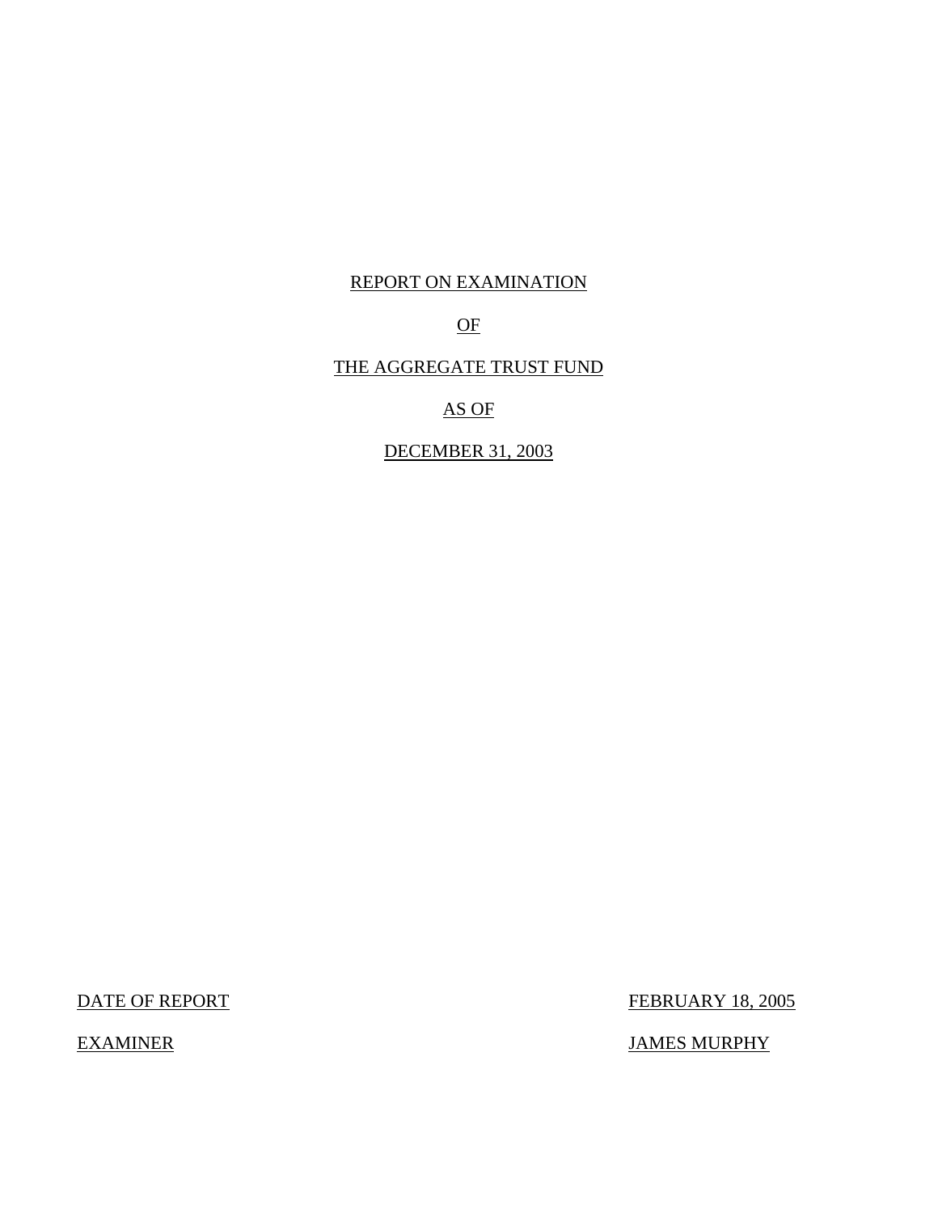REPORT ON EXAMINATION

OF

THE AGGREGATE TRUST FUND

AS OF

DECEMBER 31, 2003

| DATE OF REPORT | FEBRUARY 18, 2005 |
|---|---|
| EXAMINER | JAMES MURPHY |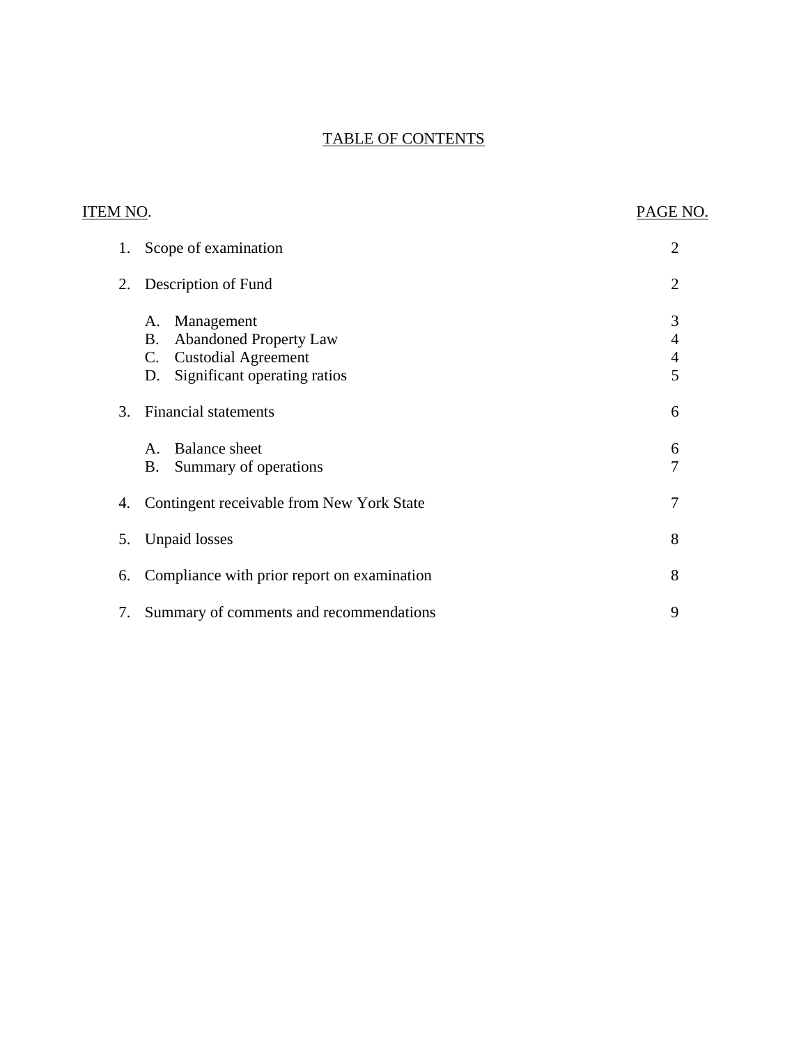# TABLE OF CONTENTS

| ITEM NO. | | PAGE NO. |
|---|---|---|
| 1. | Scope of examination | 2 |
| 2. | Description of Fund | 2 |
| | A. Management | 3 |
| | B. Abandoned Property Law | 4 |
| | C. Custodial Agreement | 4 |
| | D. Significant operating ratios | 5 |
| 3. | Financial statements | 6 |
| | A. Balance sheet | 6 |
| | B. Summary of operations | 7 |
| 4. | Contingent receivable from New York State | 7 |
| 5. | Unpaid losses | 8 |
| 6. | Compliance with prior report on examination | 8 |
| 7. | Summary of comments and recommendations | 9 |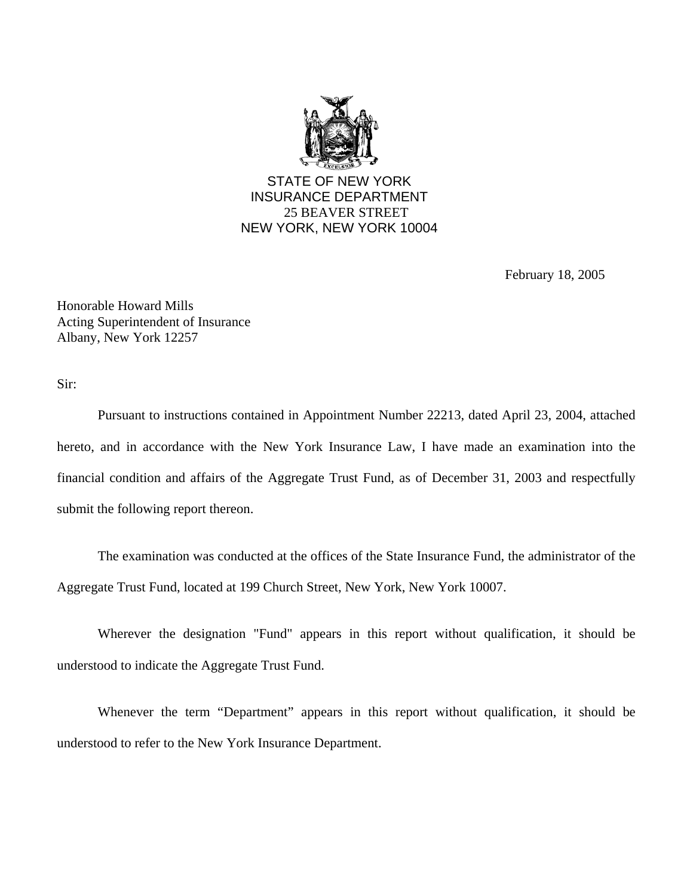STATE OF NEW YORK
INSURANCE DEPARTMENT
25 BEAVER STREET
NEW YORK, NEW YORK 10004

February 18, 2005

Honorable Howard Mills
Acting Superintendent of Insurance
Albany, New York 12257

Sir:

Pursuant to instructions contained in Appointment Number 22213, dated April 23, 2004, attached hereto, and in accordance with the New York Insurance Law, I have made an examination into the financial condition and affairs of the Aggregate Trust Fund, as of December 31, 2003 and respectfully submit the following report thereon.

The examination was conducted at the offices of the State Insurance Fund, the administrator of the Aggregate Trust Fund, located at 199 Church Street, New York, New York 10007.

Wherever the designation "Fund" appears in this report without qualification, it should be understood to indicate the Aggregate Trust Fund.

Whenever the term "Department" appears in this report without qualification, it should be understood to refer to the New York Insurance Department.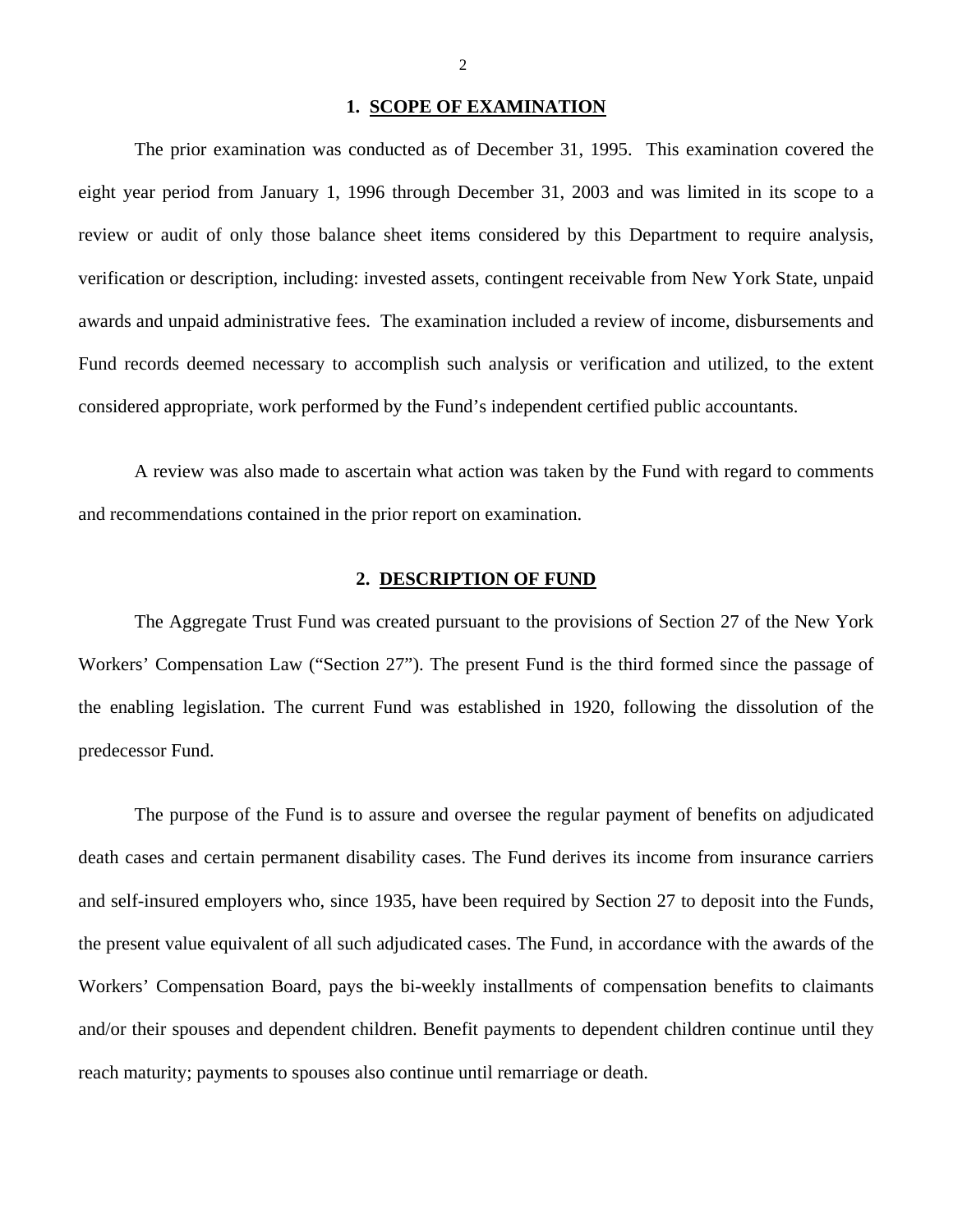## 1. SCOPE OF EXAMINATION

The prior examination was conducted as of December 31, 1995. This examination covered the eight year period from January 1, 1996 through December 31, 2003 and was limited in its scope to a review or audit of only those balance sheet items considered by this Department to require analysis, verification or description, including: invested assets, contingent receivable from New York State, unpaid awards and unpaid administrative fees. The examination included a review of income, disbursements and Fund records deemed necessary to accomplish such analysis or verification and utilized, to the extent considered appropriate, work performed by the Fund's independent certified public accountants.

A review was also made to ascertain what action was taken by the Fund with regard to comments and recommendations contained in the prior report on examination.

## 2. DESCRIPTION OF FUND

The Aggregate Trust Fund was created pursuant to the provisions of Section 27 of the New York Workers' Compensation Law ("Section 27"). The present Fund is the third formed since the passage of the enabling legislation. The current Fund was established in 1920, following the dissolution of the predecessor Fund.

The purpose of the Fund is to assure and oversee the regular payment of benefits on adjudicated death cases and certain permanent disability cases. The Fund derives its income from insurance carriers and self-insured employers who, since 1935, have been required by Section 27 to deposit into the Funds, the present value equivalent of all such adjudicated cases. The Fund, in accordance with the awards of the Workers' Compensation Board, pays the bi-weekly installments of compensation benefits to claimants and/or their spouses and dependent children. Benefit payments to dependent children continue until they reach maturity; payments to spouses also continue until remarriage or death.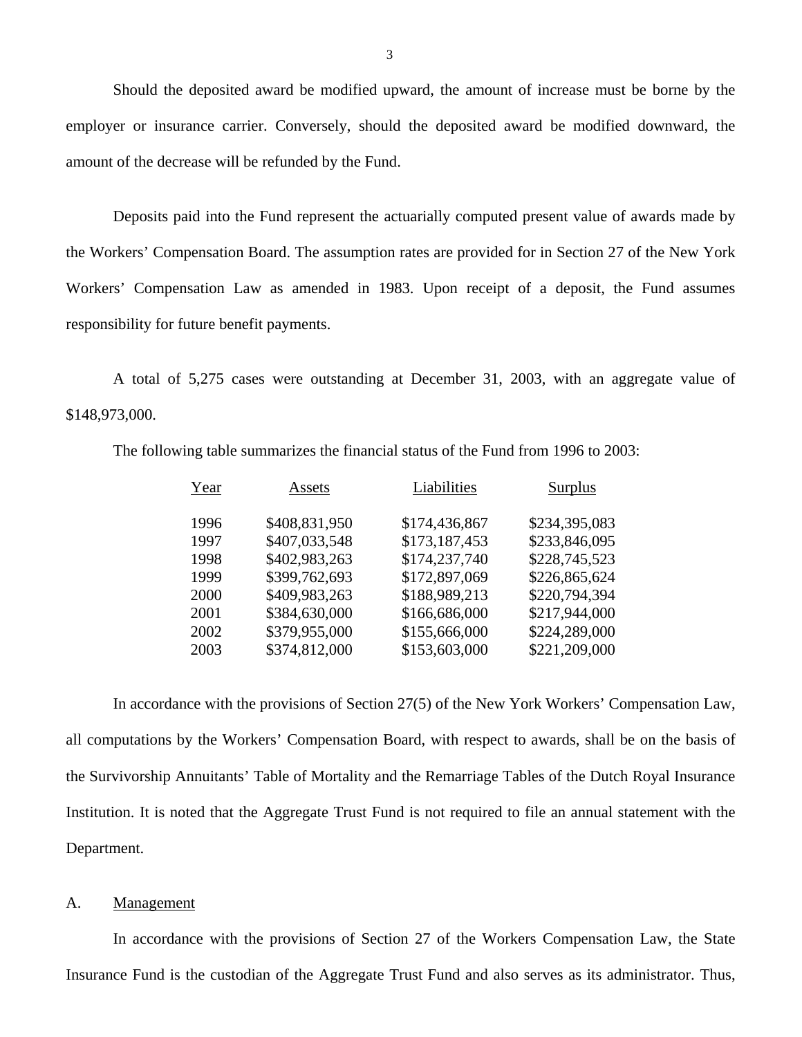Should the deposited award be modified upward, the amount of increase must be borne by the employer or insurance carrier. Conversely, should the deposited award be modified downward, the amount of the decrease will be refunded by the Fund.

Deposits paid into the Fund represent the actuarially computed present value of awards made by the Workers' Compensation Board. The assumption rates are provided for in Section 27 of the New York Workers' Compensation Law as amended in 1983. Upon receipt of a deposit, the Fund assumes responsibility for future benefit payments.

A total of 5,275 cases were outstanding at December 31, 2003, with an aggregate value of $148,973,000.

The following table summarizes the financial status of the Fund from 1996 to 2003:

| Year | Assets | Liabilities | Surplus |
|---|---|---|---|
| 1996 | $408,831,950 | $174,436,867 | $234,395,083 |
| 1997 | $407,033,548 | $173,187,453 | $233,846,095 |
| 1998 | $402,983,263 | $174,237,740 | $228,745,523 |
| 1999 | $399,762,693 | $172,897,069 | $226,865,624 |
| 2000 | $409,983,263 | $188,989,213 | $220,794,394 |
| 2001 | $384,630,000 | $166,686,000 | $217,944,000 |
| 2002 | $379,955,000 | $155,666,000 | $224,289,000 |
| 2003 | $374,812,000 | $153,603,000 | $221,209,000 |

In accordance with the provisions of Section 27(5) of the New York Workers' Compensation Law, all computations by the Workers' Compensation Board, with respect to awards, shall be on the basis of the Survivorship Annuitants' Table of Mortality and the Remarriage Tables of the Dutch Royal Insurance Institution. It is noted that the Aggregate Trust Fund is not required to file an annual statement with the Department.

## A. Management

In accordance with the provisions of Section 27 of the Workers Compensation Law, the State Insurance Fund is the custodian of the Aggregate Trust Fund and also serves as its administrator. Thus,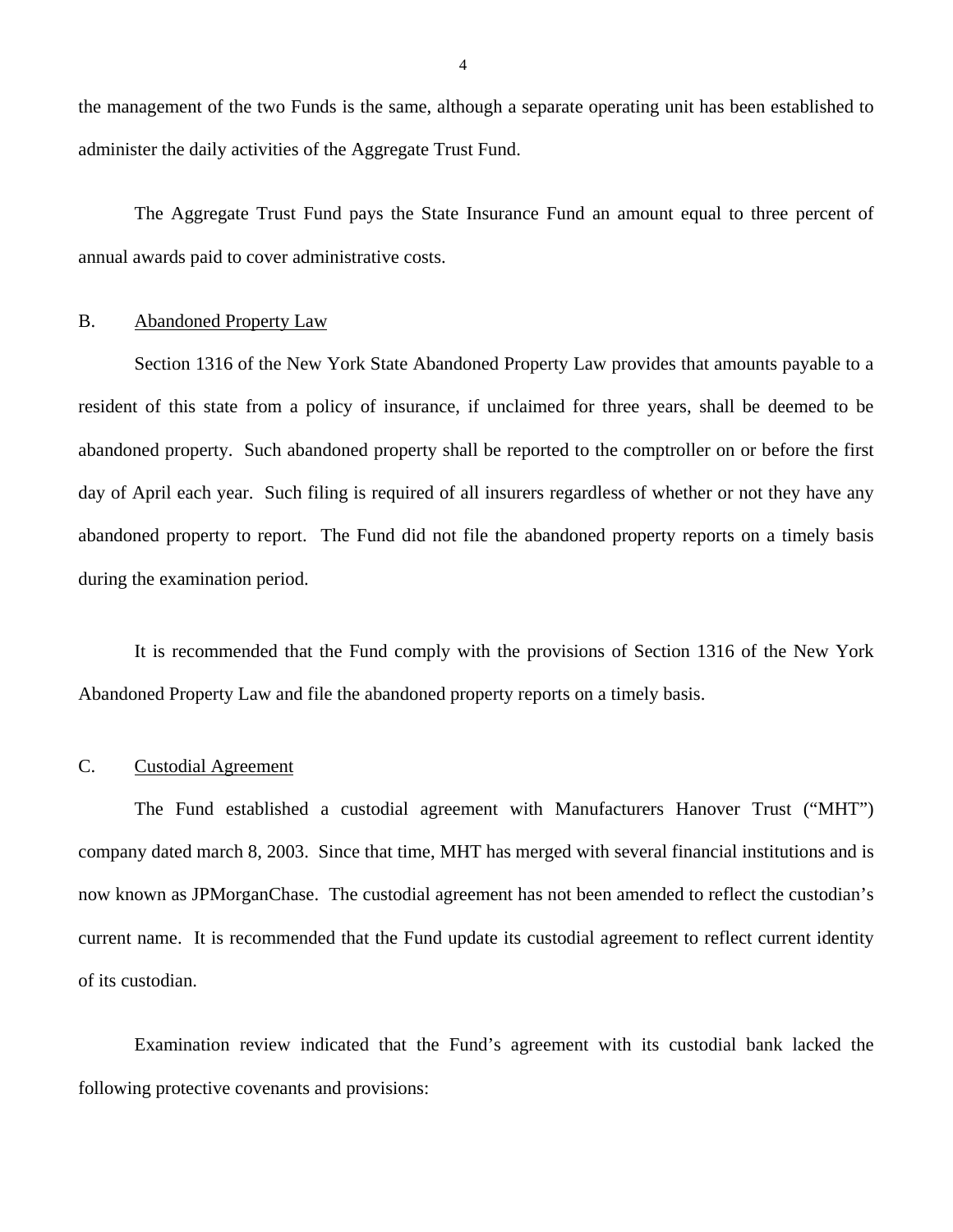the management of the two Funds is the same, although a separate operating unit has been established to administer the daily activities of the Aggregate Trust Fund.

The Aggregate Trust Fund pays the State Insurance Fund an amount equal to three percent of annual awards paid to cover administrative costs.

B. Abandoned Property Law

Section 1316 of the New York State Abandoned Property Law provides that amounts payable to a resident of this state from a policy of insurance, if unclaimed for three years, shall be deemed to be abandoned property. Such abandoned property shall be reported to the comptroller on or before the first day of April each year. Such filing is required of all insurers regardless of whether or not they have any abandoned property to report. The Fund did not file the abandoned property reports on a timely basis during the examination period.

It is recommended that the Fund comply with the provisions of Section 1316 of the New York Abandoned Property Law and file the abandoned property reports on a timely basis.

C. Custodial Agreement

The Fund established a custodial agreement with Manufacturers Hanover Trust ("MHT") company dated march 8, 2003. Since that time, MHT has merged with several financial institutions and is now known as JPMorganChase. The custodial agreement has not been amended to reflect the custodian's current name. It is recommended that the Fund update its custodial agreement to reflect current identity of its custodian.

Examination review indicated that the Fund's agreement with its custodial bank lacked the following protective covenants and provisions: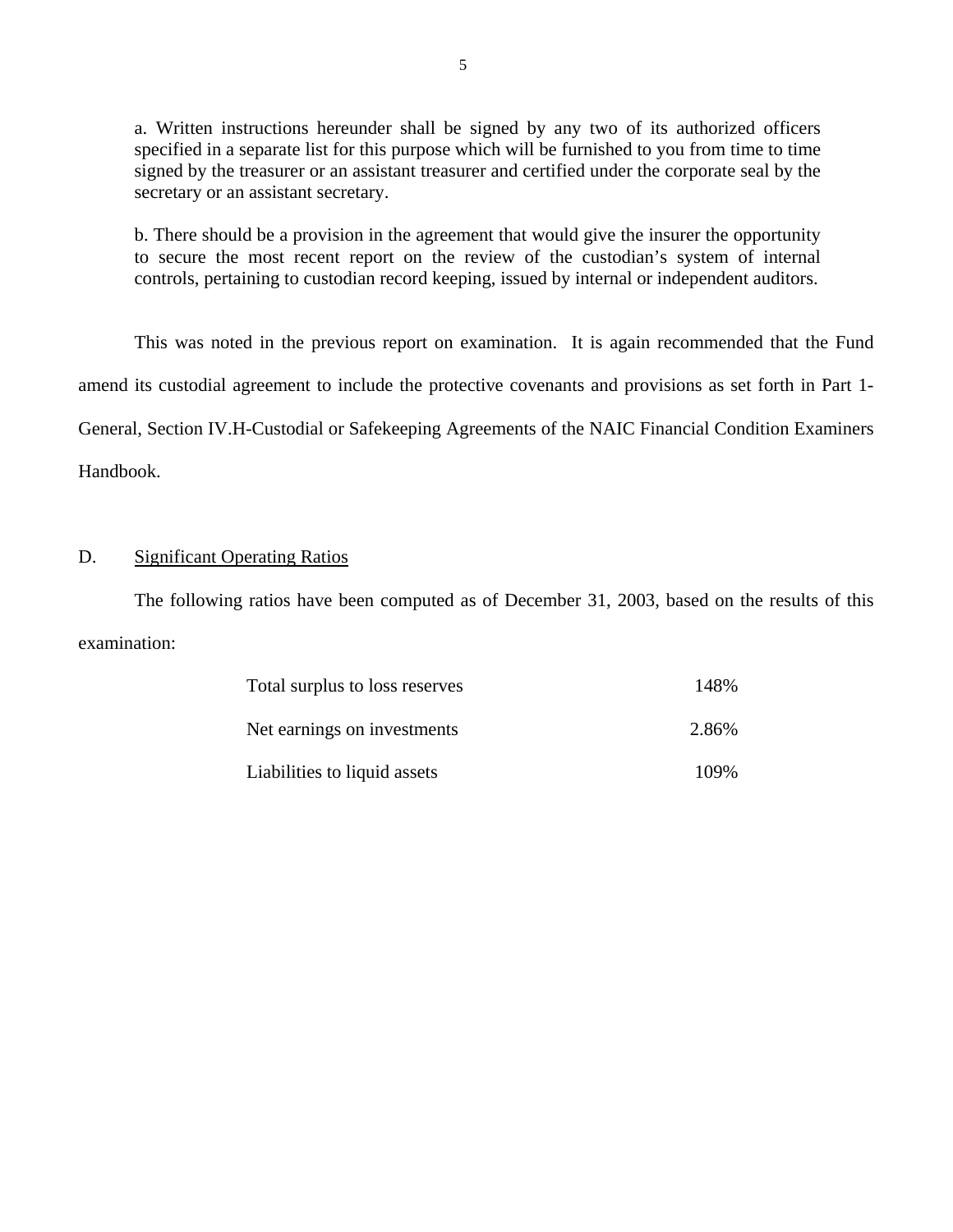a. Written instructions hereunder shall be signed by any two of its authorized officers specified in a separate list for this purpose which will be furnished to you from time to time signed by the treasurer or an assistant treasurer and certified under the corporate seal by the secretary or an assistant secretary.

b. There should be a provision in the agreement that would give the insurer the opportunity to secure the most recent report on the review of the custodian's system of internal controls, pertaining to custodian record keeping, issued by internal or independent auditors.

This was noted in the previous report on examination. It is again recommended that the Fund amend its custodial agreement to include the protective covenants and provisions as set forth in Part 1-General, Section IV.H-Custodial or Safekeeping Agreements of the NAIC Financial Condition Examiners Handbook.

## D. Significant Operating Ratios

The following ratios have been computed as of December 31, 2003, based on the results of this examination:

| | |
|---|---|
| Total surplus to loss reserves | 148% |
| Net earnings on investments | 2.86% |
| Liabilities to liquid assets | 109% |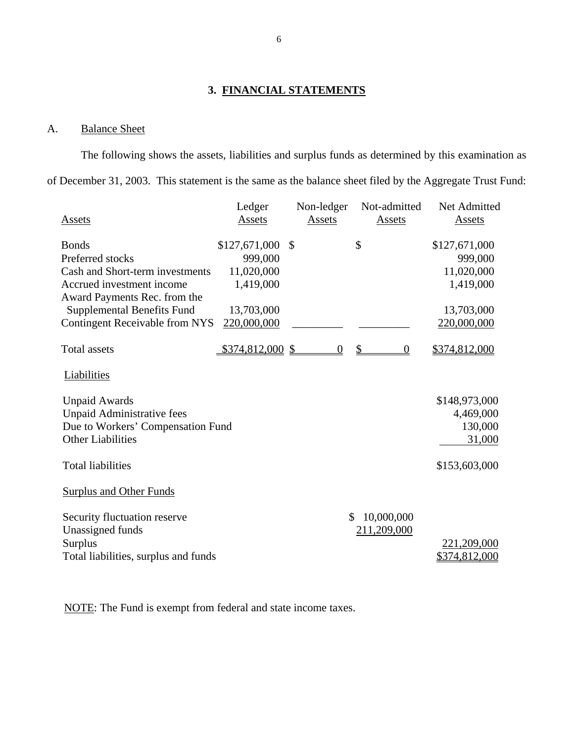## 3. FINANCIAL STATEMENTS

### A. Balance Sheet

The following shows the assets, liabilities and surplus funds as determined by this examination as of December 31, 2003. This statement is the same as the balance sheet filed by the Aggregate Trust Fund:

| Assets | Ledger Assets | Non-ledger Assets | Not-admitted Assets | Net Admitted Assets |
|---|---|---|---|---|
| Bonds | $127,671,000 | $ | $ | $127,671,000 |
| Preferred stocks | 999,000 | | | 999,000 |
| Cash and Short-term investments | 11,020,000 | | | 11,020,000 |
| Accrued investment income | 1,419,000 | | | 1,419,000 |
| Award Payments Rec. from the Supplemental Benefits Fund | 13,703,000 | | | 13,703,000 |
| Contingent Receivable from NYS | 220,000,000 | | | 220,000,000 |
| Total assets | $374,812,000 | $ 0 | $ 0 | $374,812,000 |

| Liabilities | | |
|---|---|---|
| Unpaid Awards | | $148,973,000 |
| Unpaid Administrative fees | | 4,469,000 |
| Due to Workers' Compensation Fund | | 130,000 |
| Other Liabilities | | 31,000 |
| Total liabilities | | $153,603,000 |
| **Surplus and Other Funds** | | |
| Security fluctuation reserve | $ 10,000,000 | |
| Unassigned funds | 211,209,000 | |
| Surplus | | 221,209,000 |
| Total liabilities, surplus and funds | | $374,812,000 |

NOTE: The Fund is exempt from federal and state income taxes.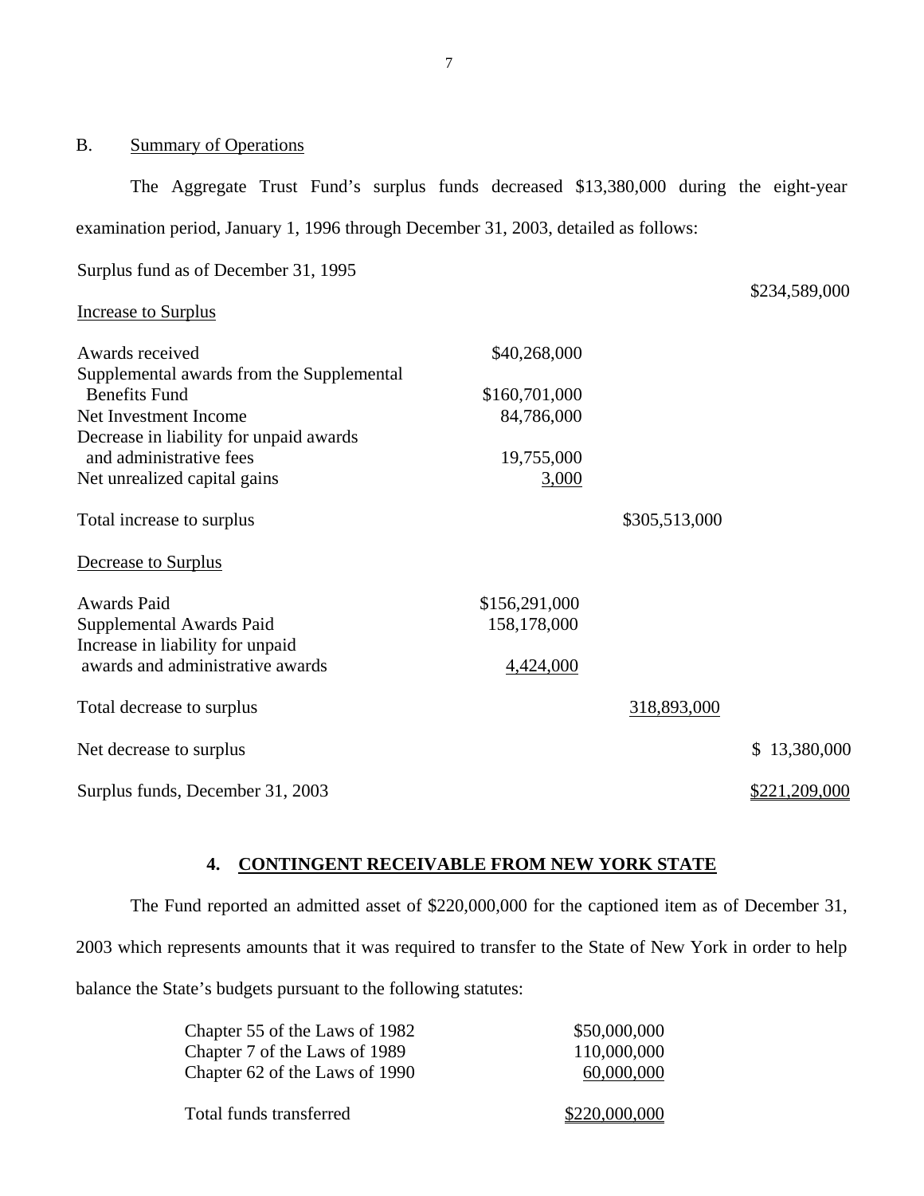## B. Summary of Operations

The Aggregate Trust Fund's surplus funds decreased $13,380,000 during the eight-year examination period, January 1, 1996 through December 31, 2003, detailed as follows:

| | | | |
|---|---|---|---|
| Surplus fund as of December 31, 1995 | | | $234,589,000 |
| Increase to Surplus | | | |
| Awards received | $40,268,000 | | |
| Supplemental awards from the Supplemental Benefits Fund | $160,701,000 | | |
| Net Investment Income | 84,786,000 | | |
| Decrease in liability for unpaid awards and administrative fees | 19,755,000 | | |
| Net unrealized capital gains | 3,000 | | |
| Total increase to surplus | | $305,513,000 | |
| Decrease to Surplus | | | |
| Awards Paid | $156,291,000 | | |
| Supplemental Awards Paid | 158,178,000 | | |
| Increase in liability for unpaid awards and administrative awards | 4,424,000 | | |
| Total decrease to surplus | | 318,893,000 | |
| Net decrease to surplus | | | $ 13,380,000 |
| Surplus funds, December 31, 2003 | | | $221,209,000 |

## 4. CONTINGENT RECEIVABLE FROM NEW YORK STATE

The Fund reported an admitted asset of $220,000,000 for the captioned item as of December 31, 2003 which represents amounts that it was required to transfer to the State of New York in order to help balance the State's budgets pursuant to the following statutes:

| | |
|---|---|
| Chapter 55 of the Laws of 1982 | $50,000,000 |
| Chapter 7 of the Laws of 1989 | 110,000,000 |
| Chapter 62 of the Laws of 1990 | 60,000,000 |
| Total funds transferred | $220,000,000 |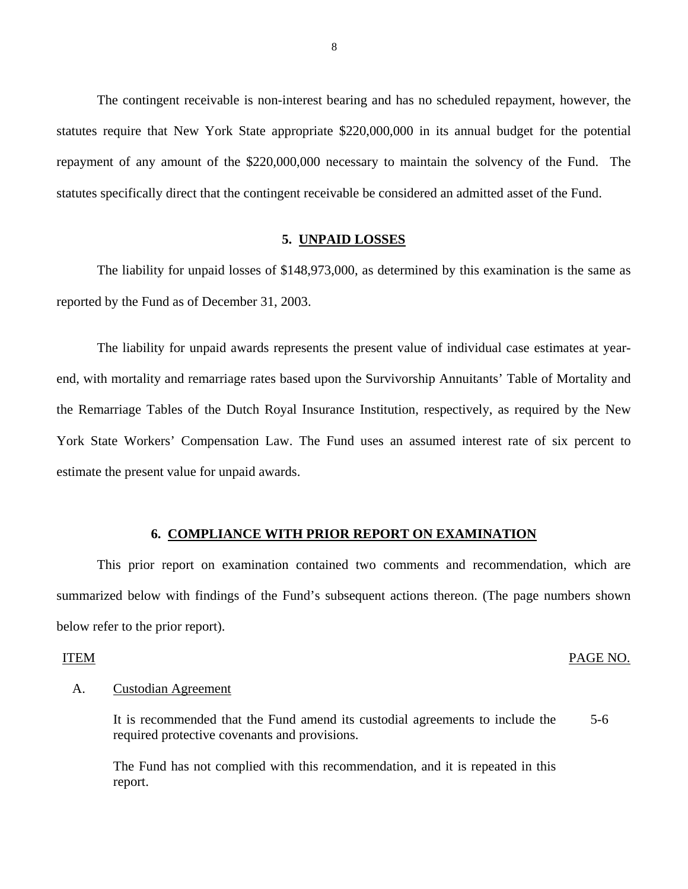The contingent receivable is non-interest bearing and has no scheduled repayment, however, the statutes require that New York State appropriate $220,000,000 in its annual budget for the potential repayment of any amount of the $220,000,000 necessary to maintain the solvency of the Fund. The statutes specifically direct that the contingent receivable be considered an admitted asset of the Fund.

## 5. UNPAID LOSSES

The liability for unpaid losses of $148,973,000, as determined by this examination is the same as reported by the Fund as of December 31, 2003.

The liability for unpaid awards represents the present value of individual case estimates at year-end, with mortality and remarriage rates based upon the Survivorship Annuitants' Table of Mortality and the Remarriage Tables of the Dutch Royal Insurance Institution, respectively, as required by the New York State Workers' Compensation Law. The Fund uses an assumed interest rate of six percent to estimate the present value for unpaid awards.

## 6. COMPLIANCE WITH PRIOR REPORT ON EXAMINATION

This prior report on examination contained two comments and recommendation, which are summarized below with findings of the Fund's subsequent actions thereon. (The page numbers shown below refer to the prior report).

| ITEM | | PAGE NO. |
|---|---|---|
| A. | Custodian Agreement | |
| | It is recommended that the Fund amend its custodial agreements to include the required protective covenants and provisions. | 5-6 |
| | The Fund has not complied with this recommendation, and it is repeated in this report. | |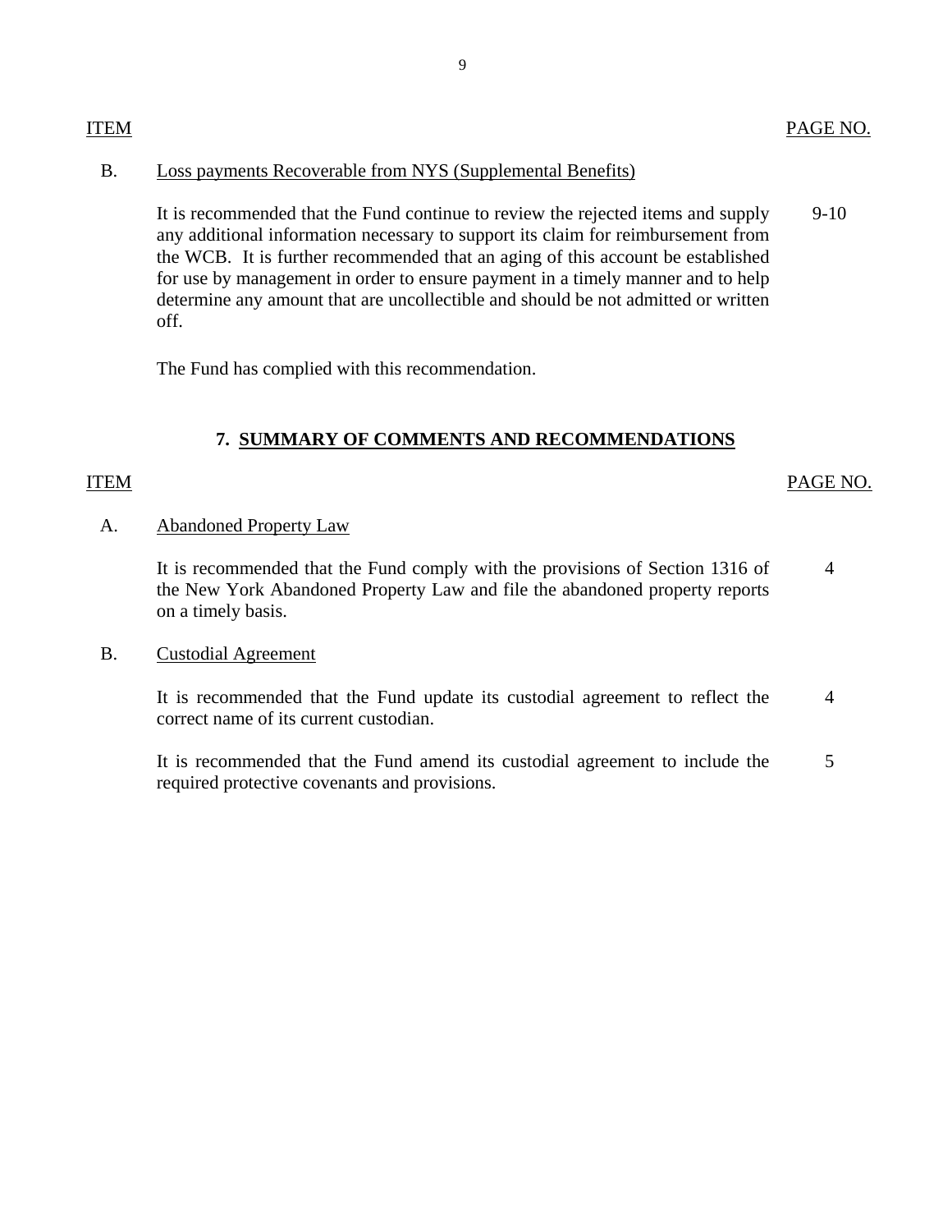| ITEM | | PAGE NO. |
|---|---|---|
| B. | Loss payments Recoverable from NYS (Supplemental Benefits) | |
| | It is recommended that the Fund continue to review the rejected items and supply any additional information necessary to support its claim for reimbursement from the WCB. It is further recommended that an aging of this account be established for use by management in order to ensure payment in a timely manner and to help determine any amount that are uncollectible and should be not admitted or written off. | 9-10 |
| | The Fund has complied with this recommendation. | |

## 7. SUMMARY OF COMMENTS AND RECOMMENDATIONS

| ITEM | | PAGE NO. |
|---|---|---|
| A. | Abandoned Property Law | |
| | It is recommended that the Fund comply with the provisions of Section 1316 of the New York Abandoned Property Law and file the abandoned property reports on a timely basis. | 4 |
| B. | Custodial Agreement | |
| | It is recommended that the Fund update its custodial agreement to reflect the correct name of its current custodian. | 4 |
| | It is recommended that the Fund amend its custodial agreement to include the required protective covenants and provisions. | 5 |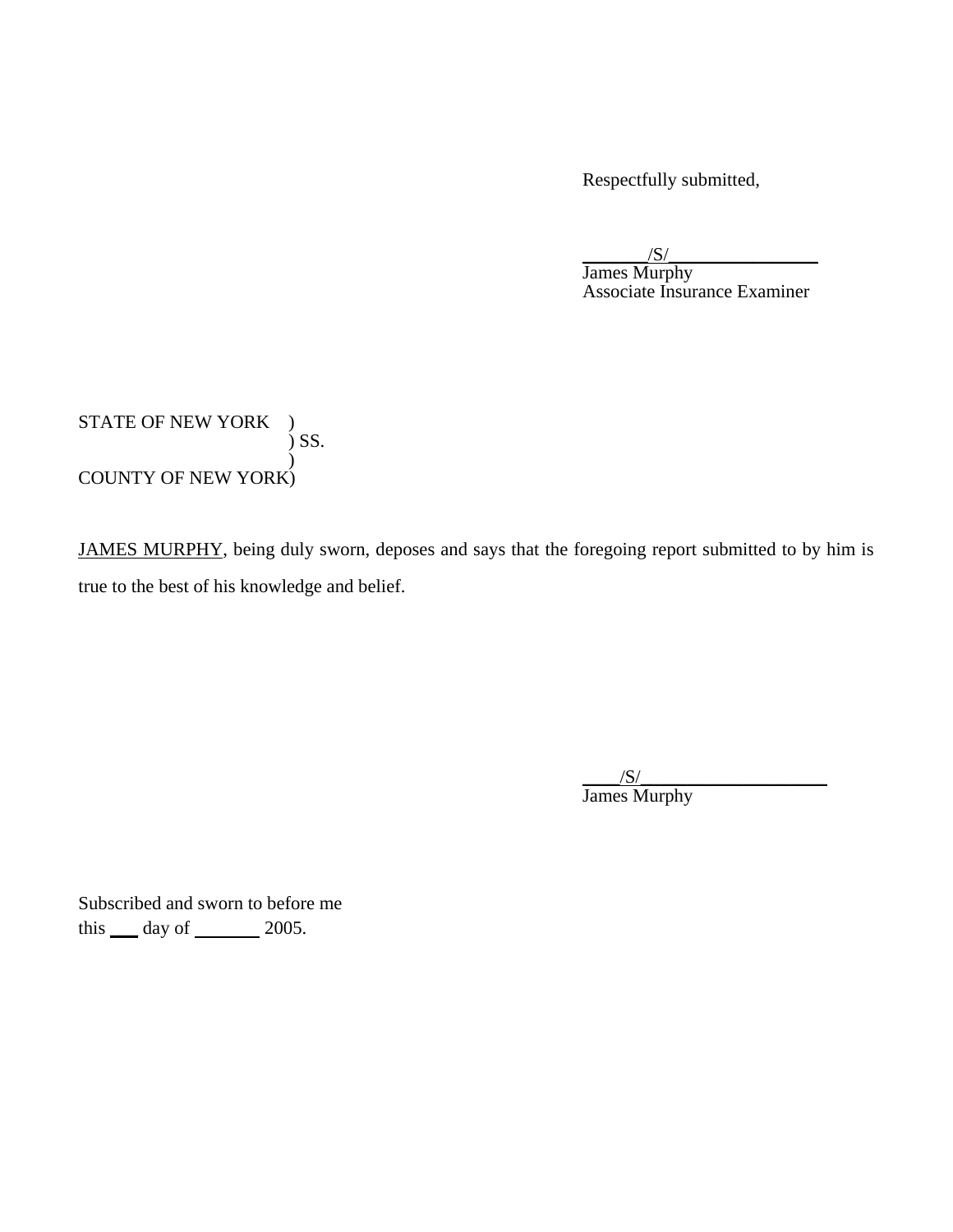Respectfully submitted,

/S/
James Murphy
Associate Insurance Examiner

STATE OF NEW YORK )
) SS.
)
COUNTY OF NEW YORK)

JAMES MURPHY, being duly sworn, deposes and says that the foregoing report submitted to by him is true to the best of his knowledge and belief.

/S/
James Murphy

Subscribed and sworn to before me
this ___ day of _______ 2005.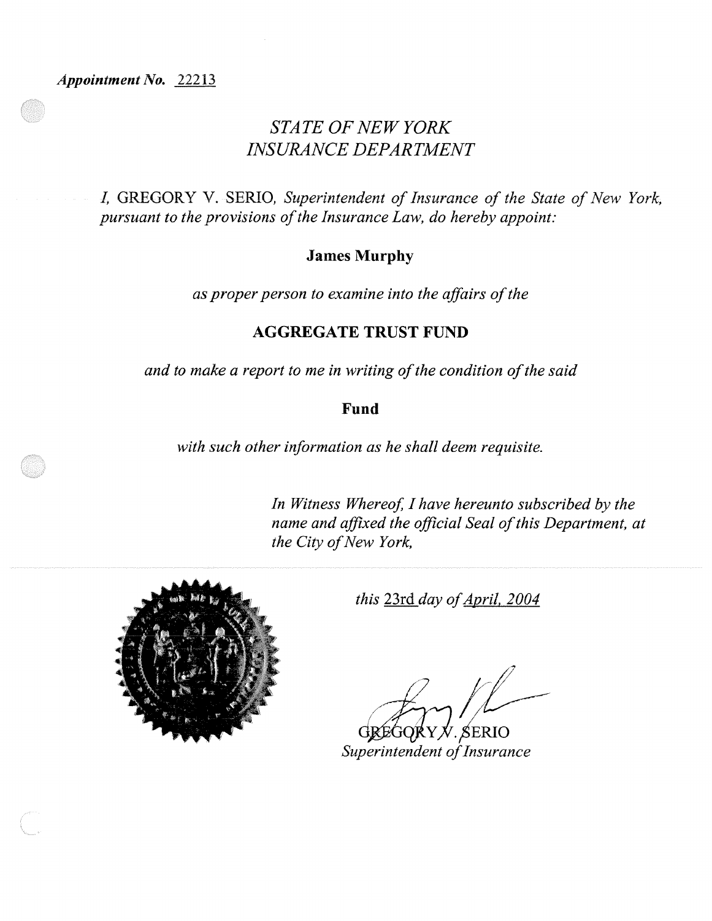*Appointment No.* 22213

## *STATE OF NEW YORK*
## *INSURANCE DEPARTMENT*

*I,* GREGORY V. SERIO, *Superintendent of Insurance of the State of New York, pursuant to the provisions of the Insurance Law, do hereby appoint:*

**James Murphy**

*as proper person to examine into the affairs of the*

**AGGREGATE TRUST FUND**

*and to make a report to me in writing of the condition of the said*

**Fund**

*with such other information as he shall deem requisite.*

*In Witness Whereof, I have hereunto subscribed by the name and affixed the official Seal of this Department, at the City of New York,*

*this 23rd day of April, 2004*

GREGORY V. SERIO
*Superintendent of Insurance*